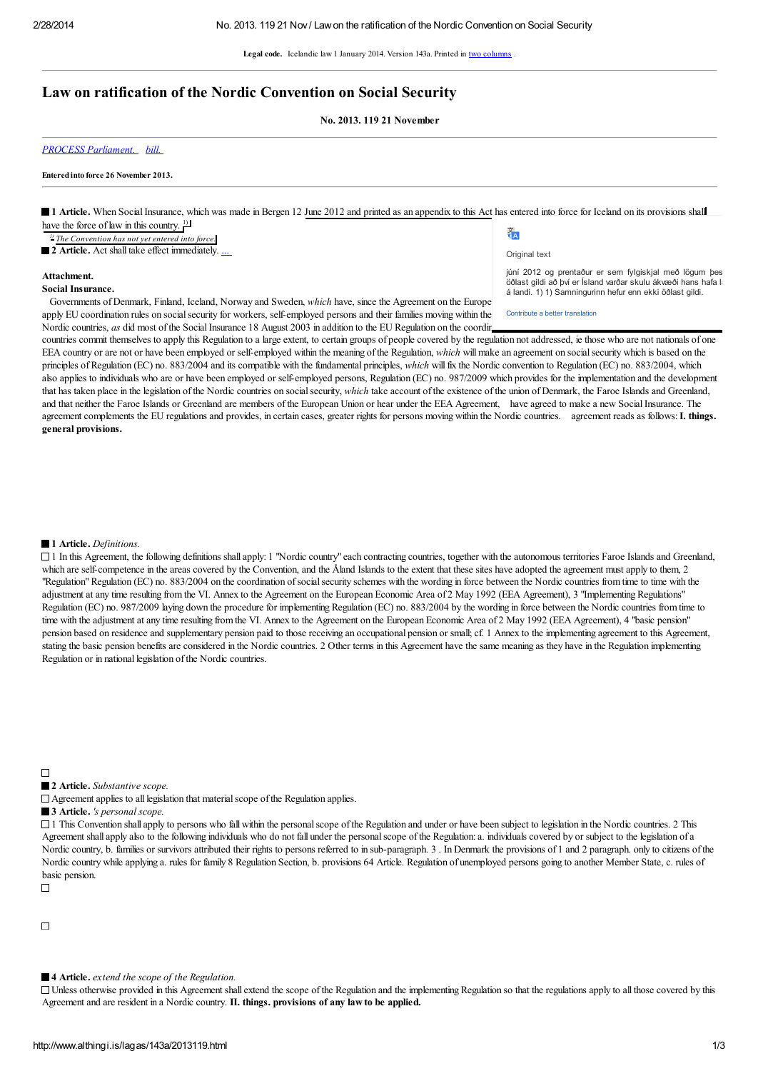Legal code. Icelandic law 1 January 2014. Version 143a. Printed in two columns .

# Law on ratification of the Nordic Convention on Social Security

**No. 2013. 119 21 November**

PROCESS Parliament. bill.

**Entered into force 26 November 2013.**

**1 Article.** When Social Insurance, which was made in Bergen 12 June 2012 and printed as an appendix to this Act has entered into force for Iceland on its provisions shall have the force of law in this country. [1]

[1] *The Convention has not yet entered into force.*

**2 Article.** Act shall take effect immediately. ...

Original text

júní 2012 og prentaður er sem fylgiskjal með lögum þes öðlast gildi að því er Ísland varðar skulu ákvæði hans hafa l á landi. 1) 1) Samningurinn hefur enn ekki öðlast gildi.

Contribute a better translation

**Attachment.**

**Social Insurance.**

Governments of Denmark, Finland, Iceland, Norway and Sweden, *which* have, since the Agreement on the Europe apply EU coordination rules on social security for workers, self-employed persons and their families moving within the Nordic countries, *as* did most of the Social Insurance 18 August 2003 in addition to the EU Regulation on the coordir countries commit themselves to apply this Regulation to a large extent, to certain groups of people covered by the regulation not addressed, ie those who are not nationals of one EEA country or are not or have been employed or self-employed within the meaning of the Regulation, *which* will make an agreement on social security which is based on the principles of Regulation (EC) no. 883/2004 and its compatible with the fundamental principles, *which* will fix the Nordic convention to Regulation (EC) no. 883/2004, which also applies to individuals who are or have been employed or self-employed persons, Regulation (EC) no. 987/2009 which provides for the implementation and the development that has taken place in the legislation of the Nordic countries on social security, *which* take account of the existence of the union of Denmark, the Faroe Islands and Greenland, and that neither the Faroe Islands or Greenland are members of the European Union or hear under the EEA Agreement, have agreed to make a new Social Insurance. The agreement complements the EU regulations and provides, in certain cases, greater rights for persons moving within the Nordic countries. agreement reads as follows: **I. things. general provisions.**

**1 Article.** *Definitions.*

1 In this Agreement, the following definitions shall apply: 1 "Nordic country" each contracting countries, together with the autonomous territories Faroe Islands and Greenland, which are self-competence in the areas covered by the Convention, and the Åland Islands to the extent that these sites have adopted the agreement must apply to them, 2 "Regulation" Regulation (EC) no. 883/2004 on the coordination of social security schemes with the wording in force between the Nordic countries from time to time with the adjustment at any time resulting from the VI. Annex to the Agreement on the European Economic Area of 2 May 1992 (EEA Agreement), 3 "Implementing Regulations" Regulation (EC) no. 987/2009 laying down the procedure for implementing Regulation (EC) no. 883/2004 by the wording in force between the Nordic countries from time to time with the adjustment at any time resulting from the VI. Annex to the Agreement on the European Economic Area of 2 May 1992 (EEA Agreement), 4 "basic pension" pension based on residence and supplementary pension paid to those receiving an occupational pension or small; cf. 1 Annex to the implementing agreement to this Agreement, stating the basic pension benefits are considered in the Nordic countries. 2 Other terms in this Agreement have the same meaning as they have in the Regulation implementing Regulation or in national legislation of the Nordic countries.

**2 Article.** *Substantive scope.*

Agreement applies to all legislation that material scope of the Regulation applies.

**3 Article.** *'s personal scope.*

1 This Convention shall apply to persons who fall within the personal scope of the Regulation and under or have been subject to legislation in the Nordic countries. 2 This Agreement shall apply also to the following individuals who do not fall under the personal scope of the Regulation: a. individuals covered by or subject to the legislation of a Nordic country, b. families or survivors attributed their rights to persons referred to in sub-paragraph. 3 . In Denmark the provisions of 1 and 2 paragraph. only to citizens of the Nordic country while applying a. rules for family 8 Regulation Section, b. provisions 64 Article. Regulation of unemployed persons going to another Member State, c. rules of basic pension.

**4 Article.** *extend the scope of the Regulation.*

Unless otherwise provided in this Agreement shall extend the scope of the Regulation and the implementing Regulation so that the regulations apply to all those covered by this Agreement and are resident in a Nordic country. **II. things. provisions of any law to be applied.**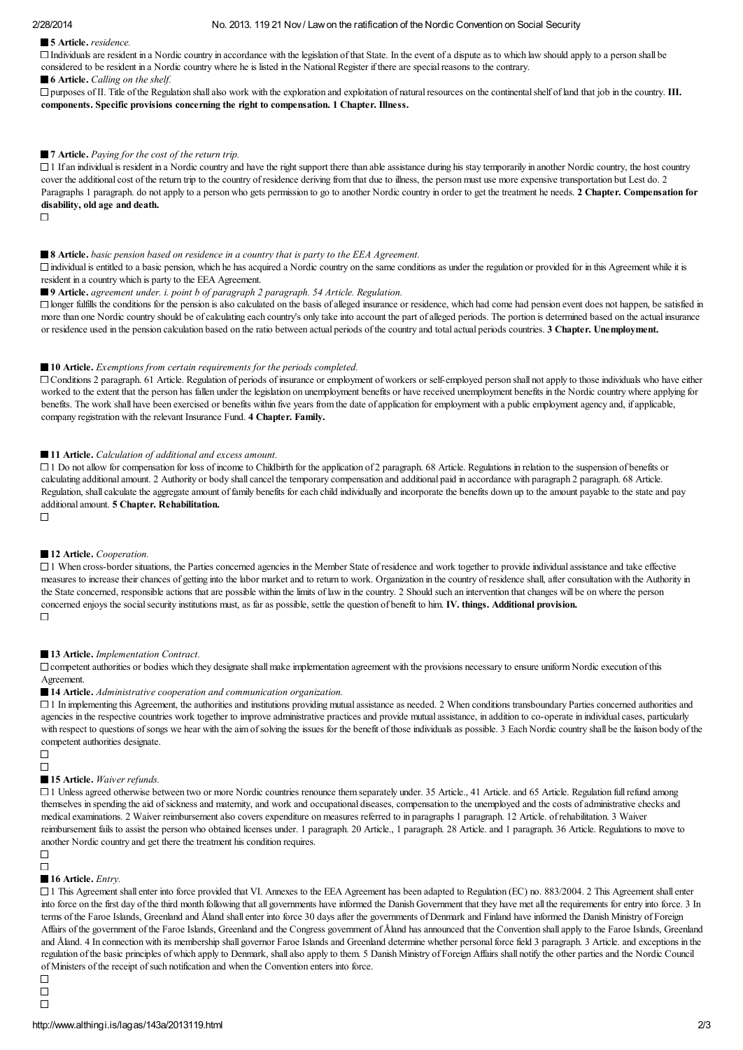**5 Article.** *residence.*

Individuals are resident in a Nordic country in accordance with the legislation of that State. In the event of a dispute as to which law should apply to a person shall be considered to be resident in a Nordic country where he is listed in the National Register if there are special reasons to the contrary.

**6 Article.** *Calling on the shelf.*

purposes of II. Title of the Regulation shall also work with the exploration and exploitation of natural resources on the continental shelf of land that job in the country. **III. components. Specific provisions concerning the right to compensation. 1 Chapter. Illness.**

**7 Article.** *Paying for the cost of the return trip.*

1 If an individual is resident in a Nordic country and have the right support there than able assistance during his stay temporarily in another Nordic country, the host country cover the additional cost of the return trip to the country of residence deriving from that due to illness, the person must use more expensive transportation but Lest do. 2 Paragraphs 1 paragraph. do not apply to a person who gets permission to go to another Nordic country in order to get the treatment he needs. **2 Chapter. Compensation for disability, old age and death.**

**8 Article.** *basic pension based on residence in a country that is party to the EEA Agreement.*

individual is entitled to a basic pension, which he has acquired a Nordic country on the same conditions as under the regulation or provided for in this Agreement while it is resident in a country which is party to the EEA Agreement.

**9 Article.** *agreement under. i. point b of paragraph 2 paragraph. 54 Article. Regulation.*

longer fulfills the conditions for the pension is also calculated on the basis of alleged insurance or residence, which had come had pension event does not happen, be satisfied in more than one Nordic country should be of calculating each country's only take into account the part of alleged periods. The portion is determined based on the actual insurance or residence used in the pension calculation based on the ratio between actual periods of the country and total actual periods countries. **3 Chapter. Unemployment.**

**10 Article.** *Exemptions from certain requirements for the periods completed.*

Conditions 2 paragraph. 61 Article. Regulation of periods of insurance or employment of workers or self-employed person shall not apply to those individuals who have either worked to the extent that the person has fallen under the legislation on unemployment benefits or have received unemployment benefits in the Nordic country where applying for benefits. The work shall have been exercised or benefits within five years from the date of application for employment with a public employment agency and, if applicable, company registration with the relevant Insurance Fund. **4 Chapter. Family.**

**11 Article.** *Calculation of additional and excess amount.*

1 Do not allow for compensation for loss of income to Childbirth for the application of 2 paragraph. 68 Article. Regulations in relation to the suspension of benefits or calculating additional amount. 2 Authority or body shall cancel the temporary compensation and additional paid in accordance with paragraph 2 paragraph. 68 Article. Regulation, shall calculate the aggregate amount of family benefits for each child individually and incorporate the benefits down up to the amount payable to the state and pay additional amount. **5 Chapter. Rehabilitation.**

**12 Article.** *Cooperation.*

1 When cross-border situations, the Parties concerned agencies in the Member State of residence and work together to provide individual assistance and take effective measures to increase their chances of getting into the labor market and to return to work. Organization in the country of residence shall, after consultation with the Authority in the State concerned, responsible actions that are possible within the limits of law in the country. 2 Should such an intervention that changes will be on where the person concerned enjoys the social security institutions must, as far as possible, settle the question of benefit to him. **IV. things. Additional provision.**

**13 Article.** *Implementation Contract.*

competent authorities or bodies which they designate shall make implementation agreement with the provisions necessary to ensure uniform Nordic execution of this Agreement.

**14 Article.** *Administrative cooperation and communication organization.*

1 In implementing this Agreement, the authorities and institutions providing mutual assistance as needed. 2 When conditions transboundary Parties concerned authorities and agencies in the respective countries work together to improve administrative practices and provide mutual assistance, in addition to co-operate in individual cases, particularly with respect to questions of songs we hear with the aim of solving the issues for the benefit of those individuals as possible. 3 Each Nordic country shall be the liaison body of the competent authorities designate.

**15 Article.** *Waiver refunds.*

1 Unless agreed otherwise between two or more Nordic countries renounce them separately under. 35 Article., 41 Article. and 65 Article. Regulation full refund among themselves in spending the aid of sickness and maternity, and work and occupational diseases, compensation to the unemployed and the costs of administrative checks and medical examinations. 2 Waiver reimbursement also covers expenditure on measures referred to in paragraphs 1 paragraph. 12 Article. of rehabilitation. 3 Waiver reimbursement fails to assist the person who obtained licenses under. 1 paragraph. 20 Article., 1 paragraph. 28 Article. and 1 paragraph. 36 Article. Regulations to move to another Nordic country and get there the treatment his condition requires.

**16 Article.** *Entry.*

1 This Agreement shall enter into force provided that VI. Annexes to the EEA Agreement has been adapted to Regulation (EC) no. 883/2004. 2 This Agreement shall enter into force on the first day of the third month following that all governments have informed the Danish Government that they have met all the requirements for entry into force. 3 In terms of the Faroe Islands, Greenland and Åland shall enter into force 30 days after the governments of Denmark and Finland have informed the Danish Ministry of Foreign Affairs of the government of the Faroe Islands, Greenland and the Congress government of Åland has announced that the Convention shall apply to the Faroe Islands, Greenland and Åland. 4 In connection with its membership shall governor Faroe Islands and Greenland determine whether personal force field 3 paragraph. 3 Article. and exceptions in the regulation of the basic principles of which apply to Denmark, shall also apply to them. 5 Danish Ministry of Foreign Affairs shall notify the other parties and the Nordic Council of Ministers of the receipt of such notification and when the Convention enters into force.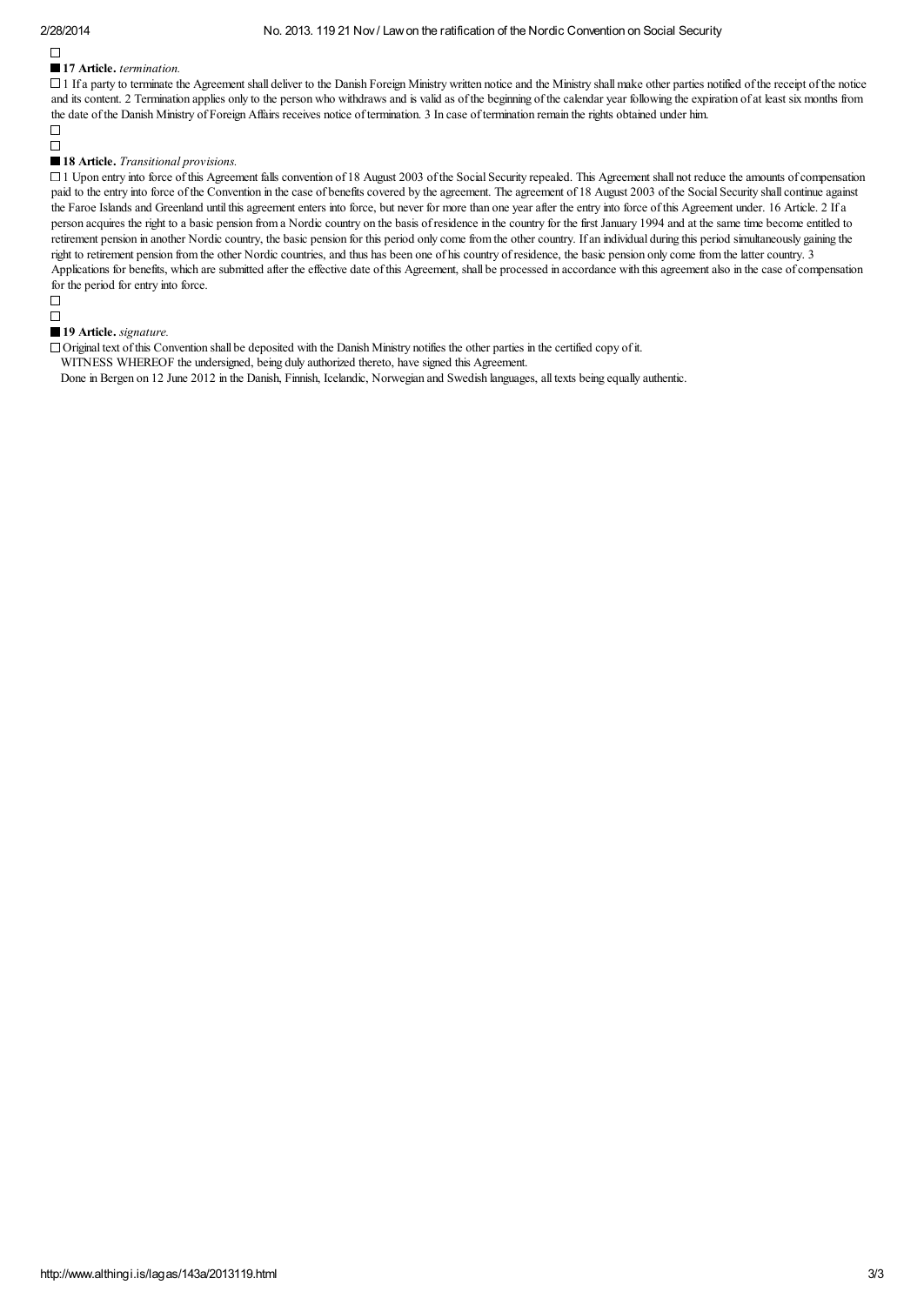## 17 Article. *termination.*

1 If a party to terminate the Agreement shall deliver to the Danish Foreign Ministry written notice and the Ministry shall make other parties notified of the receipt of the notice and its content. 2 Termination applies only to the person who withdraws and is valid as of the beginning of the calendar year following the expiration of at least six months from the date of the Danish Ministry of Foreign Affairs receives notice of termination. 3 In case of termination remain the rights obtained under him.

## 18 Article. *Transitional provisions.*

1 Upon entry into force of this Agreement falls convention of 18 August 2003 of the Social Security repealed. This Agreement shall not reduce the amounts of compensation paid to the entry into force of the Convention in the case of benefits covered by the agreement. The agreement of 18 August 2003 of the Social Security shall continue against the Faroe Islands and Greenland until this agreement enters into force, but never for more than one year after the entry into force of this Agreement under. 16 Article. 2 If a person acquires the right to a basic pension from a Nordic country on the basis of residence in the country for the first January 1994 and at the same time become entitled to retirement pension in another Nordic country, the basic pension for this period only come from the other country. If an individual during this period simultaneously gaining the right to retirement pension from the other Nordic countries, and thus has been one of his country of residence, the basic pension only come from the latter country. 3 Applications for benefits, which are submitted after the effective date of this Agreement, shall be processed in accordance with this agreement also in the case of compensation for the period for entry into force.

## 19 Article. *signature.*

Original text of this Convention shall be deposited with the Danish Ministry notifies the other parties in the certified copy of it.

WITNESS WHEREOF the undersigned, being duly authorized thereto, have signed this Agreement.

Done in Bergen on 12 June 2012 in the Danish, Finnish, Icelandic, Norwegian and Swedish languages, all texts being equally authentic.